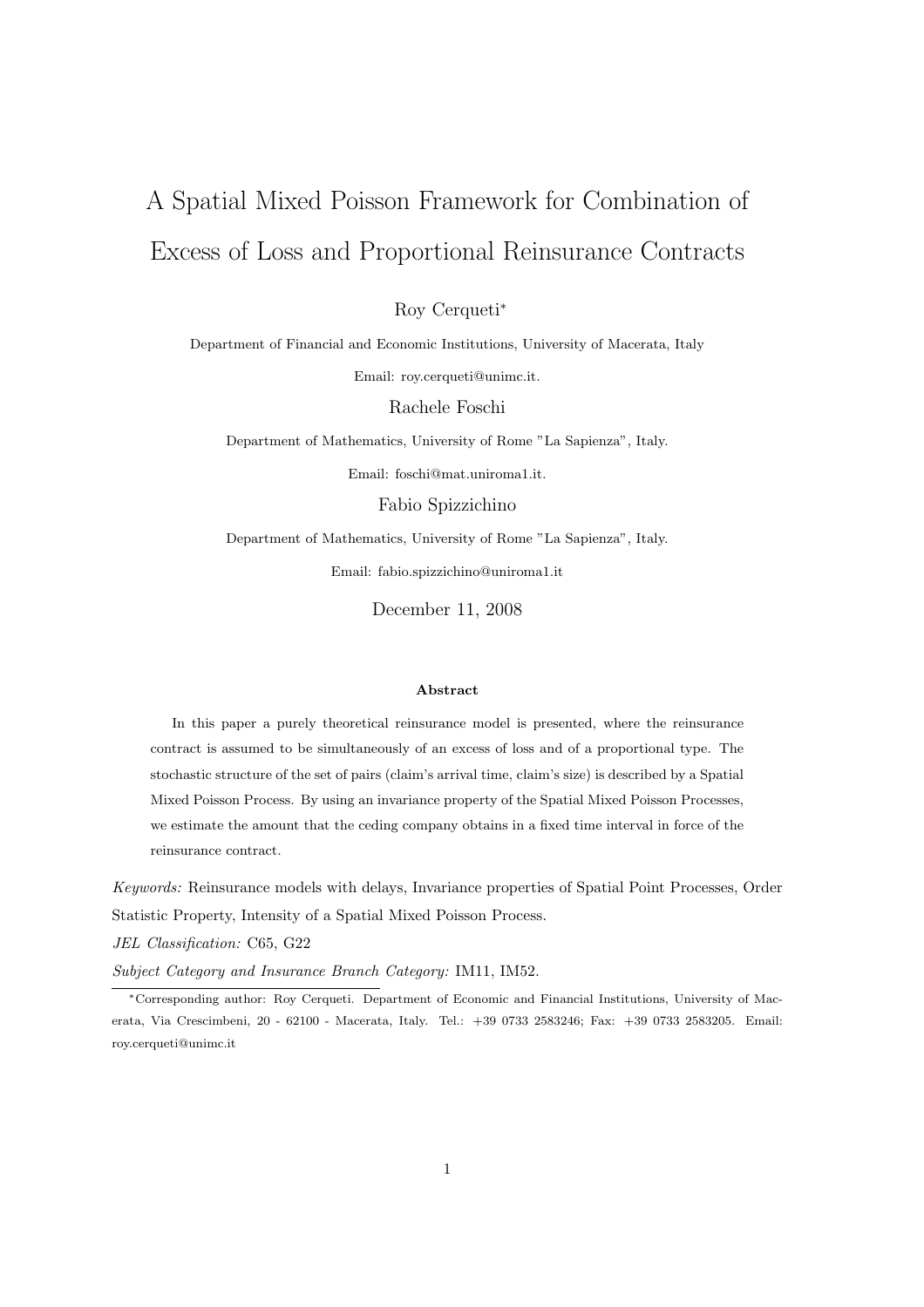# A Spatial Mixed Poisson Framework for Combination of Excess of Loss and Proportional Reinsurance Contracts

Roy Cerqueti*

Department of Financial and Economic Institutions, University of Macerata, Italy

Email: roy.cerqueti@unimc.it.

Rachele Foschi

Department of Mathematics, University of Rome "La Sapienza", Italy.

Email: foschi@mat.uniroma1.it.

Fabio Spizzichino

Department of Mathematics, University of Rome "La Sapienza", Italy.

Email: fabio.spizzichino@uniroma1.it

December 11, 2008

### Abstract

In this paper a purely theoretical reinsurance model is presented, where the reinsurance contract is assumed to be simultaneously of an excess of loss and of a proportional type. The stochastic structure of the set of pairs (claim's arrival time, claim's size) is described by a Spatial Mixed Poisson Process. By using an invariance property of the Spatial Mixed Poisson Processes, we estimate the amount that the ceding company obtains in a fixed time interval in force of the reinsurance contract.

*Keywords:* Reinsurance models with delays, Invariance properties of Spatial Point Processes, Order Statistic Property, Intensity of a Spatial Mixed Poisson Process.

*JEL Classification:* C65, G22

*Subject Category and Insurance Branch Category:* IM11, IM52.

*Corresponding author: Roy Cerqueti. Department of Economic and Financial Institutions, University of Macerata, Via Crescimbeni, 20 - 62100 - Macerata, Italy. Tel.: +39 0733 2583246; Fax: +39 0733 2583205. Email: roy.cerqueti@unimc.it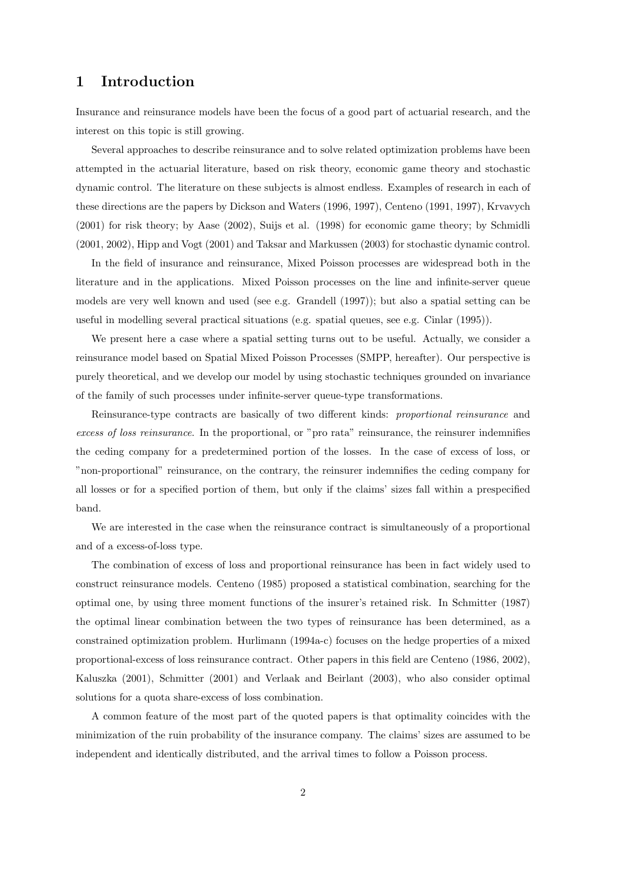# 1 Introduction

Insurance and reinsurance models have been the focus of a good part of actuarial research, and the interest on this topic is still growing.

Several approaches to describe reinsurance and to solve related optimization problems have been attempted in the actuarial literature, based on risk theory, economic game theory and stochastic dynamic control. The literature on these subjects is almost endless. Examples of research in each of these directions are the papers by Dickson and Waters (1996, 1997), Centeno (1991, 1997), Krvavych (2001) for risk theory; by Aase (2002), Suijs et al. (1998) for economic game theory; by Schmidli (2001, 2002), Hipp and Vogt (2001) and Taksar and Markussen (2003) for stochastic dynamic control.

In the field of insurance and reinsurance, Mixed Poisson processes are widespread both in the literature and in the applications. Mixed Poisson processes on the line and infinite-server queue models are very well known and used (see e.g. Grandell (1997)); but also a spatial setting can be useful in modelling several practical situations (e.g. spatial queues, see e.g. Cinlar (1995)).

We present here a case where a spatial setting turns out to be useful. Actually, we consider a reinsurance model based on Spatial Mixed Poisson Processes (SMPP, hereafter). Our perspective is purely theoretical, and we develop our model by using stochastic techniques grounded on invariance of the family of such processes under infinite-server queue-type transformations.

Reinsurance-type contracts are basically of two different kinds: *proportional reinsurance* and *excess of loss reinsurance*. In the proportional, or "pro rata" reinsurance, the reinsurer indemnifies the ceding company for a predetermined portion of the losses. In the case of excess of loss, or "non-proportional" reinsurance, on the contrary, the reinsurer indemnifies the ceding company for all losses or for a specified portion of them, but only if the claims' sizes fall within a prespecified band.

We are interested in the case when the reinsurance contract is simultaneously of a proportional and of a excess-of-loss type.

The combination of excess of loss and proportional reinsurance has been in fact widely used to construct reinsurance models. Centeno (1985) proposed a statistical combination, searching for the optimal one, by using three moment functions of the insurer's retained risk. In Schmitter (1987) the optimal linear combination between the two types of reinsurance has been determined, as a constrained optimization problem. Hurlimann (1994a-c) focuses on the hedge properties of a mixed proportional-excess of loss reinsurance contract. Other papers in this field are Centeno (1986, 2002), Kaluszka (2001), Schmitter (2001) and Verlaak and Beirlant (2003), who also consider optimal solutions for a quota share-excess of loss combination.

A common feature of the most part of the quoted papers is that optimality coincides with the minimization of the ruin probability of the insurance company. The claims' sizes are assumed to be independent and identically distributed, and the arrival times to follow a Poisson process.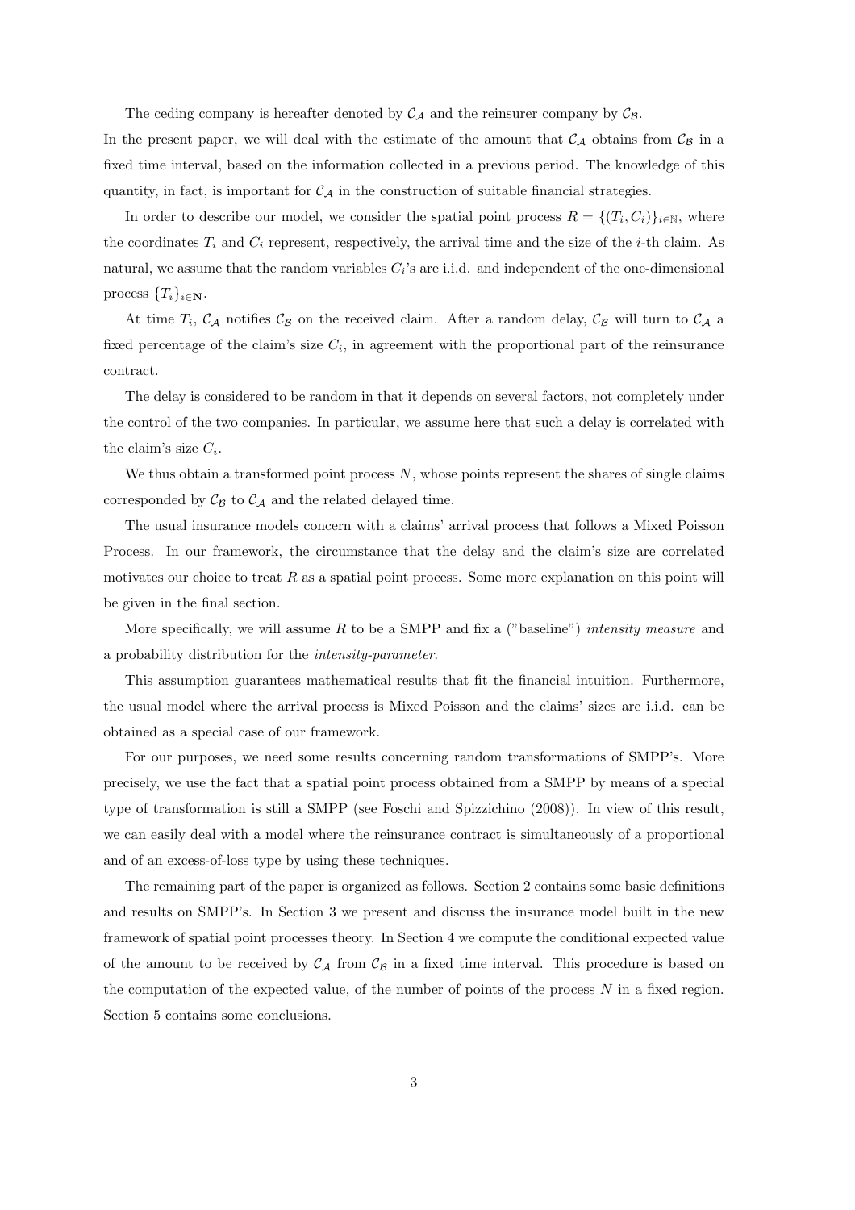The ceding company is hereafter denoted by $\mathcal{C}_{\mathcal{A}}$ and the reinsurer company by $\mathcal{C}_{\mathcal{B}}$.
In the present paper, we will deal with the estimate of the amount that $\mathcal{C}_{\mathcal{A}}$ obtains from $\mathcal{C}_{\mathcal{B}}$ in a fixed time interval, based on the information collected in a previous period. The knowledge of this quantity, in fact, is important for $\mathcal{C}_{\mathcal{A}}$ in the construction of suitable financial strategies.

In order to describe our model, we consider the spatial point process $R = \{(T_i, C_i)\}_{i \in \mathbb{N}}$, where the coordinates $T_i$ and $C_i$ represent, respectively, the arrival time and the size of the $i$-th claim. As natural, we assume that the random variables $C_i$'s are i.i.d. and independent of the one-dimensional process $\{T_i\}_{i \in \mathbf{N}}$.

At time $T_i$, $\mathcal{C}_{\mathcal{A}}$ notifies $\mathcal{C}_{\mathcal{B}}$ on the received claim. After a random delay, $\mathcal{C}_{\mathcal{B}}$ will turn to $\mathcal{C}_{\mathcal{A}}$ a fixed percentage of the claim's size $C_i$, in agreement with the proportional part of the reinsurance contract.

The delay is considered to be random in that it depends on several factors, not completely under the control of the two companies. In particular, we assume here that such a delay is correlated with the claim's size $C_i$.

We thus obtain a transformed point process $N$, whose points represent the shares of single claims corresponded by $\mathcal{C}_{\mathcal{B}}$ to $\mathcal{C}_{\mathcal{A}}$ and the related delayed time.

The usual insurance models concern with a claims' arrival process that follows a Mixed Poisson Process. In our framework, the circumstance that the delay and the claim's size are correlated motivates our choice to treat $R$ as a spatial point process. Some more explanation on this point will be given in the final section.

More specifically, we will assume $R$ to be a SMPP and fix a ("baseline") *intensity measure* and a probability distribution for the *intensity-parameter*.

This assumption guarantees mathematical results that fit the financial intuition. Furthermore, the usual model where the arrival process is Mixed Poisson and the claims' sizes are i.i.d. can be obtained as a special case of our framework.

For our purposes, we need some results concerning random transformations of SMPP's. More precisely, we use the fact that a spatial point process obtained from a SMPP by means of a special type of transformation is still a SMPP (see Foschi and Spizzichino (2008)). In view of this result, we can easily deal with a model where the reinsurance contract is simultaneously of a proportional and of an excess-of-loss type by using these techniques.

The remaining part of the paper is organized as follows. Section 2 contains some basic definitions and results on SMPP's. In Section 3 we present and discuss the insurance model built in the new framework of spatial point processes theory. In Section 4 we compute the conditional expected value of the amount to be received by $\mathcal{C}_{\mathcal{A}}$ from $\mathcal{C}_{\mathcal{B}}$ in a fixed time interval. This procedure is based on the computation of the expected value, of the number of points of the process $N$ in a fixed region. Section 5 contains some conclusions.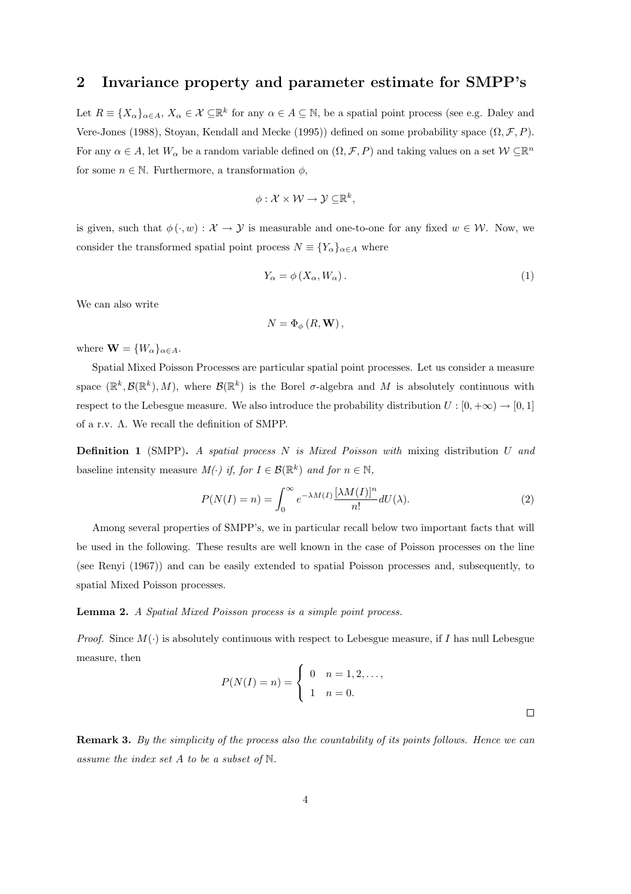## 2 Invariance property and parameter estimate for SMPP's

Let $R \equiv \{X_\alpha\}_{\alpha \in A}$, $X_\alpha \in \mathcal{X} \subseteq \mathbb{R}^k$ for any $\alpha \in A \subseteq \mathbb{N}$, be a spatial point process (see e.g. Daley and Vere-Jones (1988), Stoyan, Kendall and Mecke (1995)) defined on some probability space $(\Omega, \mathcal{F}, P)$. For any $\alpha \in A$, let $W_\alpha$ be a random variable defined on $(\Omega, \mathcal{F}, P)$ and taking values on a set $\mathcal{W} \subseteq \mathbb{R}^n$ for some $n \in \mathbb{N}$. Furthermore, a transformation $\phi$,

$$\phi : \mathcal{X} \times \mathcal{W} \to \mathcal{Y} \subseteq \mathbb{R}^k,$$

is given, such that $\phi(\cdot, w) : \mathcal{X} \to \mathcal{Y}$ is measurable and one-to-one for any fixed $w \in \mathcal{W}$. Now, we consider the transformed spatial point process $N \equiv \{Y_\alpha\}_{\alpha \in A}$ where

$$Y_\alpha = \phi(X_\alpha, W_\alpha). \tag{1}$$

We can also write

$$N = \Phi_\phi(R, \mathbf{W}),$$

where $\mathbf{W} = \{W_\alpha\}_{\alpha \in A}$.

Spatial Mixed Poisson Processes are particular spatial point processes. Let us consider a measure space $(\mathbb{R}^k, \mathcal{B}(\mathbb{R}^k), M)$, where $\mathcal{B}(\mathbb{R}^k)$ is the Borel $\sigma$-algebra and $M$ is absolutely continuous with respect to the Lebesgue measure. We also introduce the probability distribution $U : [0, +\infty) \to [0, 1]$ of a r.v. $\Lambda$. We recall the definition of SMPP.

**Definition 1** (SMPP)**.** *A spatial process $N$ is Mixed Poisson with* mixing distribution $U$ *and* baseline intensity measure $M(\cdot)$ *if, for $I \in \mathcal{B}(\mathbb{R}^k)$ and for $n \in \mathbb{N}$,*

$$P(N(I) = n) = \int_0^\infty e^{-\lambda M(I)} \frac{[\lambda M(I)]^n}{n!} dU(\lambda). \tag{2}$$

Among several properties of SMPP's, we in particular recall below two important facts that will be used in the following. These results are well known in the case of Poisson processes on the line (see Renyi (1967)) and can be easily extended to spatial Poisson processes and, subsequently, to spatial Mixed Poisson processes.

**Lemma 2.** *A Spatial Mixed Poisson process is a simple point process.*

*Proof.* Since $M(\cdot)$ is absolutely continuous with respect to Lebesgue measure, if $I$ has null Lebesgue measure, then

$$P(N(I) = n) = \begin{cases} 0 & n = 1, 2, \ldots, \\ 1 & n = 0. \end{cases}$$

□

**Remark 3.** *By the simplicity of the process also the countability of its points follows. Hence we can assume the index set $A$ to be a subset of $\mathbb{N}$.*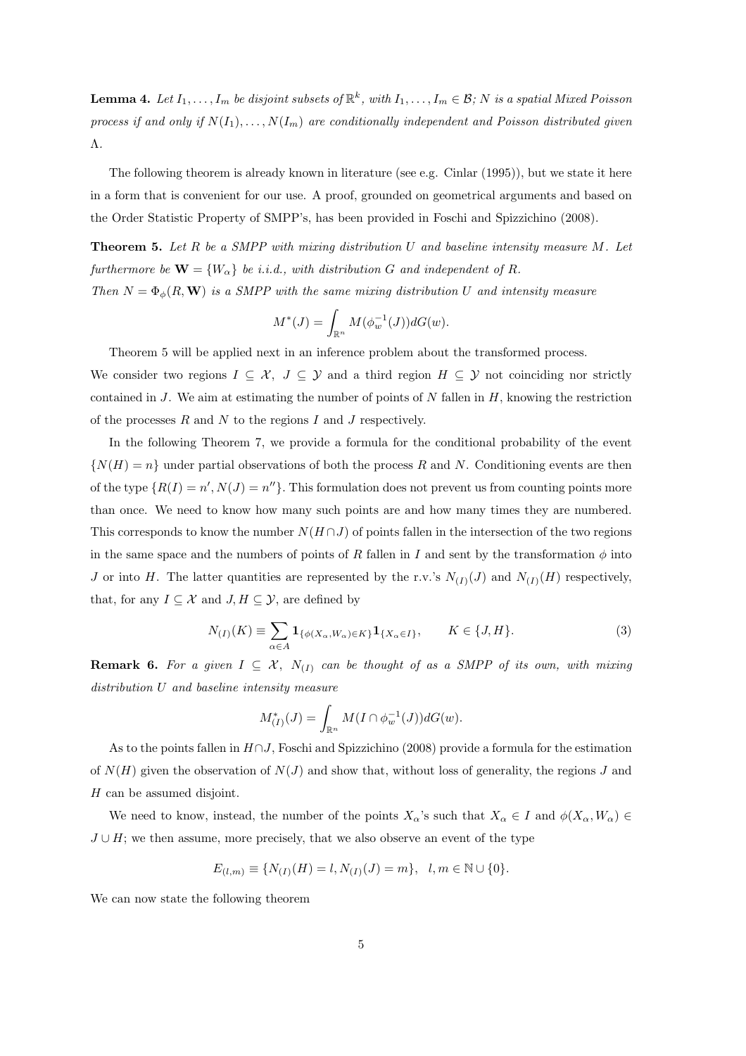**Lemma 4.** *Let $I_1, \ldots, I_m$ be disjoint subsets of $\mathbb{R}^k$, with $I_1, \ldots, I_m \in \mathcal{B}$; $N$ is a spatial Mixed Poisson process if and only if $N(I_1), \ldots, N(I_m)$ are conditionally independent and Poisson distributed given $\Lambda$.*

The following theorem is already known in literature (see e.g. Cinlar (1995)), but we state it here in a form that is convenient for our use. A proof, grounded on geometrical arguments and based on the Order Statistic Property of SMPP's, has been provided in Foschi and Spizzichino (2008).

**Theorem 5.** *Let $R$ be a SMPP with mixing distribution $U$ and baseline intensity measure $M$. Let furthermore be $\mathbf{W} = \{W_\alpha\}$ be i.i.d., with distribution $G$ and independent of $R$.*
*Then $N = \Phi_\phi(R, \mathbf{W})$ is a SMPP with the same mixing distribution $U$ and intensity measure*

$$M^*(J) = \int_{\mathbb{R}^n} M(\phi_w^{-1}(J))dG(w).$$

Theorem 5 will be applied next in an inference problem about the transformed process.
We consider two regions $I \subseteq \mathcal{X}$, $J \subseteq \mathcal{Y}$ and a third region $H \subseteq \mathcal{Y}$ not coinciding nor strictly contained in $J$. We aim at estimating the number of points of $N$ fallen in $H$, knowing the restriction of the processes $R$ and $N$ to the regions $I$ and $J$ respectively.

In the following Theorem 7, we provide a formula for the conditional probability of the event $\{N(H) = n\}$ under partial observations of both the process $R$ and $N$. Conditioning events are then of the type $\{R(I) = n', N(J) = n''\}$. This formulation does not prevent us from counting points more than once. We need to know how many such points are and how many times they are numbered. This corresponds to know the number $N(H \cap J)$ of points fallen in the intersection of the two regions in the same space and the numbers of points of $R$ fallen in $I$ and sent by the transformation $\phi$ into $J$ or into $H$. The latter quantities are represented by the r.v.'s $N_{(I)}(J)$ and $N_{(I)}(H)$ respectively, that, for any $I \subseteq \mathcal{X}$ and $J, H \subseteq \mathcal{Y}$, are defined by

$$N_{(I)}(K) \equiv \sum_{\alpha \in A} \mathbf{1}_{\{\phi(X_\alpha, W_\alpha) \in K\}} \mathbf{1}_{\{X_\alpha \in I\}}, \qquad K \in \{J, H\}. \tag{3}$$

**Remark 6.** *For a given $I \subseteq \mathcal{X}$, $N_{(I)}$ can be thought of as a SMPP of its own, with mixing distribution $U$ and baseline intensity measure*

$$M^*_{(I)}(J) = \int_{\mathbb{R}^n} M(I \cap \phi_w^{-1}(J))dG(w).$$

As to the points fallen in $H \cap J$, Foschi and Spizzichino (2008) provide a formula for the estimation of $N(H)$ given the observation of $N(J)$ and show that, without loss of generality, the regions $J$ and $H$ can be assumed disjoint.

We need to know, instead, the number of the points $X_\alpha$'s such that $X_\alpha \in I$ and $\phi(X_\alpha, W_\alpha) \in J \cup H$; we then assume, more precisely, that we also observe an event of the type

$$E_{(l,m)} \equiv \{N_{(I)}(H) = l, N_{(I)}(J) = m\}, \quad l, m \in \mathbb{N} \cup \{0\}.$$

We can now state the following theorem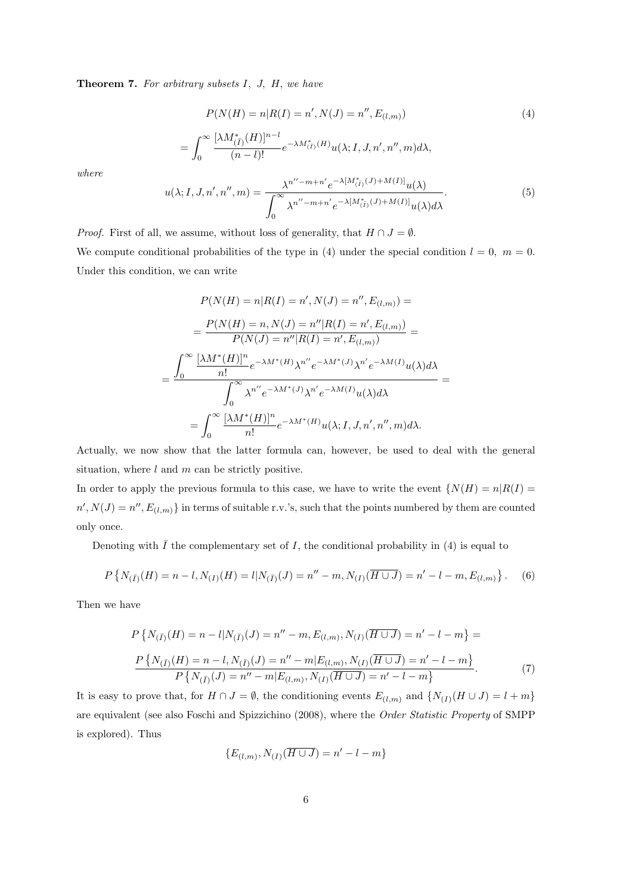**Theorem 7.** *For arbitrary subsets $I,\ J,\ H$, we have*

$$
\begin{aligned}
& P(N(H)=n|R(I)=n', N(J)=n'', E_{(l,m)}) \\
&= \int_0^\infty \frac{[\lambda M^*_{(\bar I)}(H)]^{n-l}}{(n-l)!} e^{-\lambda M^*_{(\bar I)}(H)} u(\lambda; I, J, n', n'', m) d\lambda,
\end{aligned}
\tag{4}
$$

*where*

$$
u(\lambda; I, J, n', n'', m) = \frac{\lambda^{n''-m+n'} e^{-\lambda[M^*_{(\bar I)}(J)+M(I)]} u(\lambda)}{\displaystyle\int_0^\infty \lambda^{n''-m+n'} e^{-\lambda[M^*_{(\bar I)}(J)+M(I)]} u(\lambda) d\lambda}. \tag{5}
$$

*Proof.* First of all, we assume, without loss of generality, that $H \cap J = \emptyset$.

We compute conditional probabilities of the type in (4) under the special condition $l=0,\ m=0$. Under this condition, we can write

$$
\begin{aligned}
& P(N(H)=n|R(I)=n', N(J)=n'', E_{(l,m)}) = \\
&= \frac{P(N(H)=n, N(J)=n''|R(I)=n', E_{(l,m)})}{P(N(J)=n''|R(I)=n', E_{(l,m)})} = \\
&= \frac{\displaystyle\int_0^\infty \frac{[\lambda M^*(H)]^n}{n!} e^{-\lambda M^*(H)} \lambda^{n''} e^{-\lambda M^*(J)} \lambda^{n'} e^{-\lambda M(I)} u(\lambda) d\lambda}{\displaystyle\int_0^\infty \lambda^{n''} e^{-\lambda M^*(J)} \lambda^{n'} e^{-\lambda M(I)} u(\lambda) d\lambda} = \\
&= \int_0^\infty \frac{[\lambda M^*(H)]^n}{n!} e^{-\lambda M^*(H)} u(\lambda; I, J, n', n'', m) d\lambda.
\end{aligned}
$$

Actually, we now show that the latter formula can, however, be used to deal with the general situation, where $l$ and $m$ can be strictly positive.

In order to apply the previous formula to this case, we have to write the event $\{N(H)=n|R(I)=n', N(J)=n'', E_{(l,m)}\}$ in terms of suitable r.v.'s, such that the points numbered by them are counted only once.

Denoting with $\bar I$ the complementary set of $I$, the conditional probability in (4) is equal to

$$
P\left\{N_{(\bar I)}(H)=n-l, N_{(I)}(H)=l | N_{(\bar I)}(J)=n''-m, N_{(I)}(\overline{H\cup J})=n'-l-m, E_{(l,m)}\right\}. \tag{6}
$$

Then we have

$$
\begin{aligned}
& P\left\{N_{(\bar I)}(H)=n-l | N_{(\bar I)}(J)=n''-m, E_{(l,m)}, N_{(I)}(\overline{H\cup J})=n'-l-m\right\} = \\
& \frac{P\left\{N_{(\bar I)}(H)=n-l, N_{(\bar I)}(J)=n''-m | E_{(l,m)}, N_{(I)}(\overline{H\cup J})=n'-l-m\right\}}{P\left\{N_{(\bar I)}(J)=n''-m | E_{(l,m)}, N_{(I)}(\overline{H\cup J})=n'-l-m\right\}}.
\end{aligned}
\tag{7}
$$

It is easy to prove that, for $H \cap J = \emptyset$, the conditioning events $E_{(l,m)}$ and $\{N_{(I)}(H\cup J)=l+m\}$ are equivalent (see also Foschi and Spizzichino (2008), where the *Order Statistic Property* of SMPP is explored). Thus

$$
\{E_{(l,m)}, N_{(I)}(\overline{H\cup J})=n'-l-m\}
$$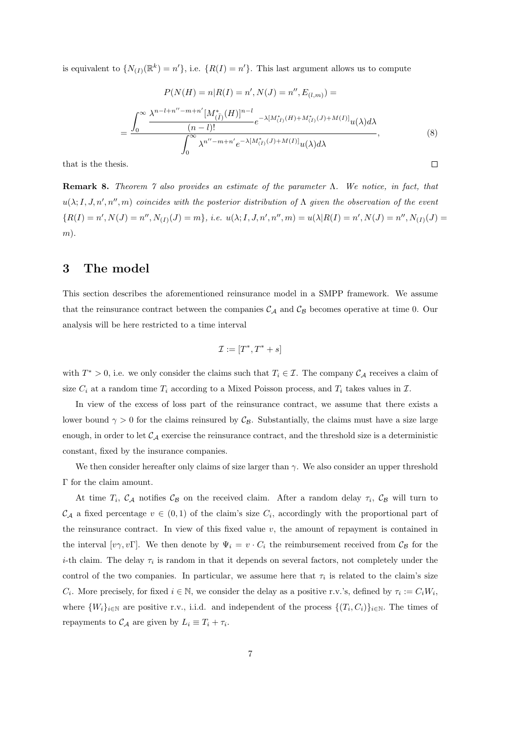is equivalent to $\{N_{(I)}(\mathbb{R}^k) = n'\}$, i.e. $\{R(I) = n'\}$. This last argument allows us to compute

$$
P(N(H) = n | R(I) = n', N(J) = n'', E_{(l,m)}) =
$$

$$
= \frac{\displaystyle\int_0^\infty \frac{\lambda^{n-l+n''-m+n'}[M^*_{(\bar{I})}(H)]^{n-l}}{(n-l)!} e^{-\lambda[M^*_{(\bar{I})}(H)+M^*_{(\bar{I})}(J)+M(I)]} u(\lambda) d\lambda}{\displaystyle\int_0^\infty \lambda^{n''-m+n'} e^{-\lambda[M^*_{(\bar{I})}(J)+M(I)]} u(\lambda) d\lambda}, \tag{8}
$$

that is the thesis. □

**Remark 8.** *Theorem 7 also provides an estimate of the parameter $\Lambda$. We notice, in fact, that $u(\lambda; I, J, n', n'', m)$ coincides with the posterior distribution of $\Lambda$ given the observation of the event $\{R(I) = n', N(J) = n'', N_{(I)}(J) = m\}$, i.e. $u(\lambda; I, J, n', n'', m) = u(\lambda | R(I) = n', N(J) = n'', N_{(I)}(J) = m)$.*

## 3 The model

This section describes the aforementioned reinsurance model in a SMPP framework. We assume that the reinsurance contract between the companies $\mathcal{C}_{\mathcal{A}}$ and $\mathcal{C}_{\mathcal{B}}$ becomes operative at time 0. Our analysis will be here restricted to a time interval

$$
\mathcal{I} := [T^*, T^* + s]
$$

with $T^* > 0$, i.e. we only consider the claims such that $T_i \in \mathcal{I}$. The company $\mathcal{C}_{\mathcal{A}}$ receives a claim of size $C_i$ at a random time $T_i$ according to a Mixed Poisson process, and $T_i$ takes values in $\mathcal{I}$.

In view of the excess of loss part of the reinsurance contract, we assume that there exists a lower bound $\gamma > 0$ for the claims reinsured by $\mathcal{C}_{\mathcal{B}}$. Substantially, the claims must have a size large enough, in order to let $\mathcal{C}_{\mathcal{A}}$ exercise the reinsurance contract, and the threshold size is a deterministic constant, fixed by the insurance companies.

We then consider hereafter only claims of size larger than $\gamma$. We also consider an upper threshold $\Gamma$ for the claim amount.

At time $T_i$, $\mathcal{C}_{\mathcal{A}}$ notifies $\mathcal{C}_{\mathcal{B}}$ on the received claim. After a random delay $\tau_i$, $\mathcal{C}_{\mathcal{B}}$ will turn to $\mathcal{C}_{\mathcal{A}}$ a fixed percentage $v \in (0, 1)$ of the claim's size $C_i$, accordingly with the proportional part of the reinsurance contract. In view of this fixed value $v$, the amount of repayment is contained in the interval $[v\gamma, v\Gamma]$. We then denote by $\Psi_i = v \cdot C_i$ the reimbursement received from $\mathcal{C}_{\mathcal{B}}$ for the $i$-th claim. The delay $\tau_i$ is random in that it depends on several factors, not completely under the control of the two companies. In particular, we assume here that $\tau_i$ is related to the claim's size $C_i$. More precisely, for fixed $i \in \mathbb{N}$, we consider the delay as a positive r.v.'s, defined by $\tau_i := C_i W_i$, where $\{W_i\}_{i \in \mathbb{N}}$ are positive r.v., i.i.d. and independent of the process $\{(T_i, C_i)\}_{i \in \mathbb{N}}$. The times of repayments to $\mathcal{C}_{\mathcal{A}}$ are given by $L_i \equiv T_i + \tau_i$.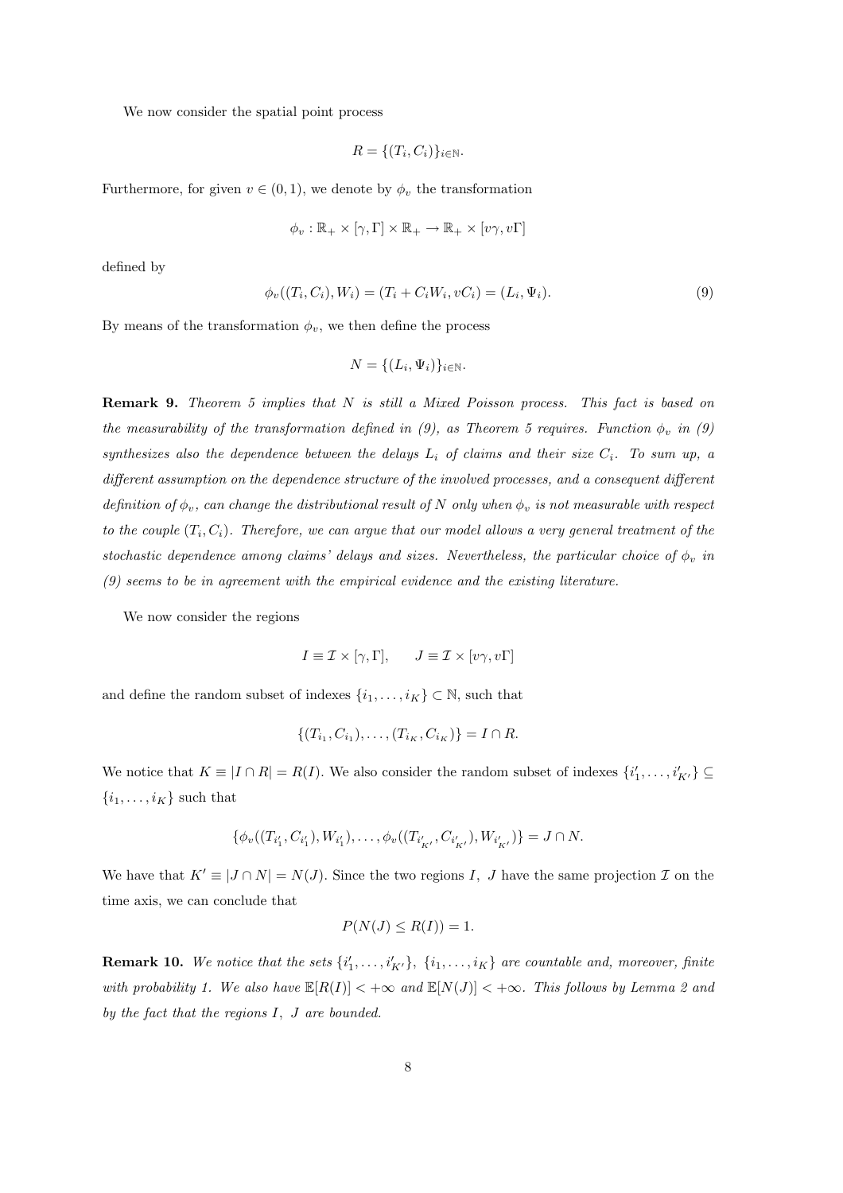We now consider the spatial point process

$$R = \{(T_i, C_i)\}_{i \in \mathbb{N}}.$$

Furthermore, for given $v \in (0,1)$, we denote by $\phi_v$ the transformation

$$\phi_v : \mathbb{R}_+ \times [\gamma, \Gamma] \times \mathbb{R}_+ \to \mathbb{R}_+ \times [v\gamma, v\Gamma]$$

defined by

$$\phi_v((T_i, C_i), W_i) = (T_i + C_i W_i, vC_i) = (L_i, \Psi_i). \tag{9}$$

By means of the transformation $\phi_v$, we then define the process

$$N = \{(L_i, \Psi_i)\}_{i \in \mathbb{N}}.$$

**Remark 9.** *Theorem 5 implies that $N$ is still a Mixed Poisson process. This fact is based on the measurability of the transformation defined in (9), as Theorem 5 requires. Function $\phi_v$ in (9) synthesizes also the dependence between the delays $L_i$ of claims and their size $C_i$. To sum up, a different assumption on the dependence structure of the involved processes, and a consequent different definition of $\phi_v$, can change the distributional result of $N$ only when $\phi_v$ is not measurable with respect to the couple $(T_i, C_i)$. Therefore, we can argue that our model allows a very general treatment of the stochastic dependence among claims' delays and sizes. Nevertheless, the particular choice of $\phi_v$ in (9) seems to be in agreement with the empirical evidence and the existing literature.*

We now consider the regions

$$I \equiv \mathcal{I} \times [\gamma, \Gamma], \qquad J \equiv \mathcal{I} \times [v\gamma, v\Gamma]$$

and define the random subset of indexes $\{i_1, \ldots, i_K\} \subset \mathbb{N}$, such that

$$\{(T_{i_1}, C_{i_1}), \ldots, (T_{i_K}, C_{i_K})\} = I \cap R.$$

We notice that $K \equiv |I \cap R| = R(I)$. We also consider the random subset of indexes $\{i'_1, \ldots, i'_{K'}\} \subseteq \{i_1, \ldots, i_K\}$ such that

$$\{\phi_v((T_{i'_1}, C_{i'_1}), W_{i'_1}), \ldots, \phi_v((T_{i'_{K'}}, C_{i'_{K'}}), W_{i'_{K'}})\} = J \cap N.$$

We have that $K' \equiv |J \cap N| = N(J)$. Since the two regions $I$, $J$ have the same projection $\mathcal{I}$ on the time axis, we can conclude that

$$P(N(J) \le R(I)) = 1.$$

**Remark 10.** *We notice that the sets $\{i'_1, \ldots, i'_{K'}\}$, $\{i_1, \ldots, i_K\}$ are countable and, moreover, finite with probability 1. We also have $\mathbb{E}[R(I)] < +\infty$ and $\mathbb{E}[N(J)] < +\infty$. This follows by Lemma 2 and by the fact that the regions $I$, $J$ are bounded.*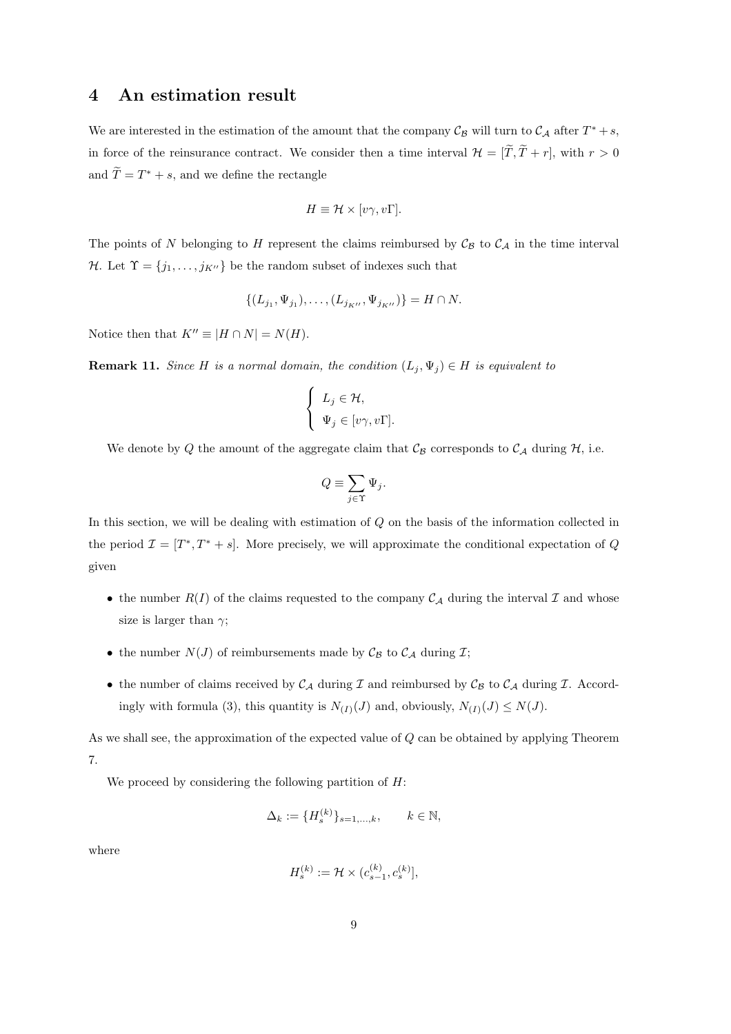## 4 An estimation result

We are interested in the estimation of the amount that the company $\mathcal{C}_\mathcal{B}$ will turn to $\mathcal{C}_\mathcal{A}$ after $T^* + s$, in force of the reinsurance contract. We consider then a time interval $\mathcal{H} = [\widetilde{T}, \widetilde{T} + r]$, with $r > 0$ and $\widetilde{T} = T^* + s$, and we define the rectangle

$$H \equiv \mathcal{H} \times [v\gamma, v\Gamma].$$

The points of $N$ belonging to $H$ represent the claims reimbursed by $\mathcal{C}_\mathcal{B}$ to $\mathcal{C}_\mathcal{A}$ in the time interval $\mathcal{H}$. Let $\Upsilon = \{j_1, \ldots, j_{K''}\}$ be the random subset of indexes such that

$$\{(L_{j_1}, \Psi_{j_1}), \ldots, (L_{j_{K''}}, \Psi_{j_{K''}})\} = H \cap N.$$

Notice then that $K'' \equiv |H \cap N| = N(H)$.

**Remark 11.** *Since $H$ is a normal domain, the condition $(L_j, \Psi_j) \in H$ is equivalent to*

$$\begin{cases} L_j \in \mathcal{H}, \\ \Psi_j \in [v\gamma, v\Gamma]. \end{cases}$$

We denote by $Q$ the amount of the aggregate claim that $\mathcal{C}_\mathcal{B}$ corresponds to $\mathcal{C}_\mathcal{A}$ during $\mathcal{H}$, i.e.

$$Q \equiv \sum_{j \in \Upsilon} \Psi_j.$$

In this section, we will be dealing with estimation of $Q$ on the basis of the information collected in the period $\mathcal{I} = [T^*, T^* + s]$. More precisely, we will approximate the conditional expectation of $Q$ given

- the number $R(I)$ of the claims requested to the company $\mathcal{C}_\mathcal{A}$ during the interval $\mathcal{I}$ and whose size is larger than $\gamma$;
- the number $N(J)$ of reimbursements made by $\mathcal{C}_\mathcal{B}$ to $\mathcal{C}_\mathcal{A}$ during $\mathcal{I}$;
- the number of claims received by $\mathcal{C}_\mathcal{A}$ during $\mathcal{I}$ and reimbursed by $\mathcal{C}_\mathcal{B}$ to $\mathcal{C}_\mathcal{A}$ during $\mathcal{I}$. Accordingly with formula (3), this quantity is $N_{(I)}(J)$ and, obviously, $N_{(I)}(J) \leq N(J)$.

As we shall see, the approximation of the expected value of $Q$ can be obtained by applying Theorem 7.

We proceed by considering the following partition of $H$:

$$\Delta_k := \{H_s^{(k)}\}_{s=1,\ldots,k}, \qquad k \in \mathbb{N},$$

where

$$H_s^{(k)} := \mathcal{H} \times (c_{s-1}^{(k)}, c_s^{(k)}],$$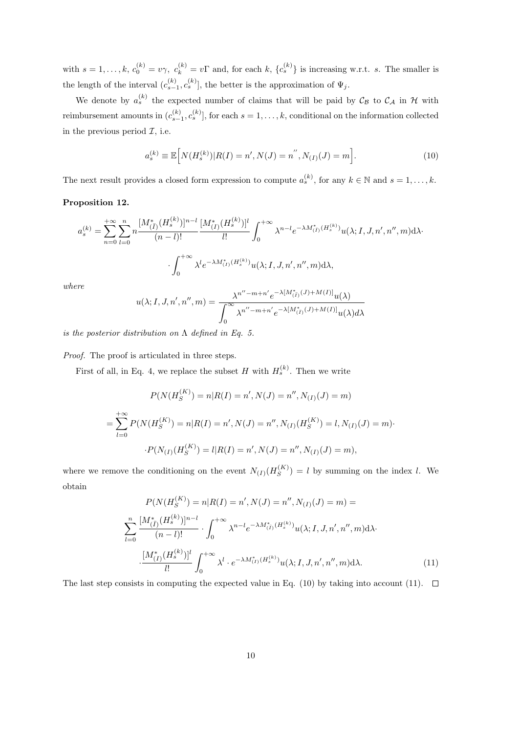with $s = 1, \dots, k$, $c_0^{(k)} = v\gamma$, $c_k^{(k)} = v\Gamma$ and, for each $k$, $\{c_s^{(k)}\}$ is increasing w.r.t. $s$. The smaller is the length of the interval $(c_{s-1}^{(k)}, c_s^{(k)}]$, the better is the approximation of $\Psi_j$.

We denote by $a_s^{(k)}$ the expected number of claims that will be paid by $\mathcal{C}_\mathcal{B}$ to $\mathcal{C}_\mathcal{A}$ in $\mathcal{H}$ with reimbursement amounts in $(c_{s-1}^{(k)}, c_s^{(k)}]$, for each $s = 1, \dots, k$, conditional on the information collected in the previous period $\mathcal{I}$, i.e.

$$a_s^{(k)} \equiv \mathbb{E}\Big[N(H_s^{(k)})|R(I) = n', N(J) = n^{''}, N_{(I)}(J) = m\Big]. \tag{10}$$

The next result provides a closed form expression to compute $a_s^{(k)}$, for any $k \in \mathbb{N}$ and $s = 1, \dots, k$.

**Proposition 12.**

$$a_s^{(k)} = \sum_{n=0}^{+\infty} \sum_{l=0}^{n} n \frac{[M^*_{(\bar{I})}(H_s^{(k)})]^{n-l}}{(n-l)!} \frac{[M^*_{(I)}(H_s^{(k)})]^l}{l!} \int_0^{+\infty} \lambda^{n-l} e^{-\lambda M^*_{(\bar{I})}(H_s^{(k)})} u(\lambda; I, J, n', n'', m) \mathrm{d}\lambda \cdot$$

$$\cdot \int_0^{+\infty} \lambda^l e^{-\lambda M^*_{(I)}(H_s^{(k)})} u(\lambda; I, J, n', n'', m) \mathrm{d}\lambda,$$

*where*

$$u(\lambda; I, J, n', n'', m) = \frac{\lambda^{n''-m+n'} e^{-\lambda[M^*_{(\bar{I})}(J) + M(I)]} u(\lambda)}{\displaystyle\int_0^\infty \lambda^{n''-m+n'} e^{-\lambda[M^*_{(\bar{I})}(J) + M(I)]} u(\lambda) d\lambda}$$

*is the posterior distribution on* $\Lambda$ *defined in Eq. 5.*

*Proof.* The proof is articulated in three steps.

First of all, in Eq. 4, we replace the subset $H$ with $H_s^{(k)}$. Then we write

$$P(N(H_S^{(K)}) = n | R(I) = n', N(J) = n'', N_{(I)}(J) = m)$$

$$= \sum_{l=0}^{+\infty} P(N(H_S^{(K)}) = n | R(I) = n', N(J) = n'', N_{(I)}(H_S^{(K)}) = l, N_{(I)}(J) = m) \cdot$$

$$\cdot P(N_{(I)}(H_S^{(K)}) = l | R(I) = n', N(J) = n'', N_{(I)}(J) = m),$$

where we remove the conditioning on the event $N_{(I)}(H_S^{(K)}) = l$ by summing on the index $l$. We obtain

$$P(N(H_S^{(K)}) = n | R(I) = n', N(J) = n'', N_{(I)}(J) = m) =$$

$$\sum_{l=0}^{n} \frac{[M^*_{(\bar{I})}(H_s^{(k)})]^{n-l}}{(n-l)!} \cdot \int_0^{+\infty} \lambda^{n-l} e^{-\lambda M^*_{(\bar{I})}(H_s^{(k)})} u(\lambda; I, J, n', n'', m) \mathrm{d}\lambda \cdot$$

$$\cdot \frac{[M^*_{(I)}(H_s^{(k)})]^l}{l!} \int_0^{+\infty} \lambda^l \cdot e^{-\lambda M^*_{(I)}(H_s^{(k)})} u(\lambda; I, J, n', n'', m) \mathrm{d}\lambda. \tag{11}$$

The last step consists in computing the expected value in Eq. (10) by taking into account (11). $\square$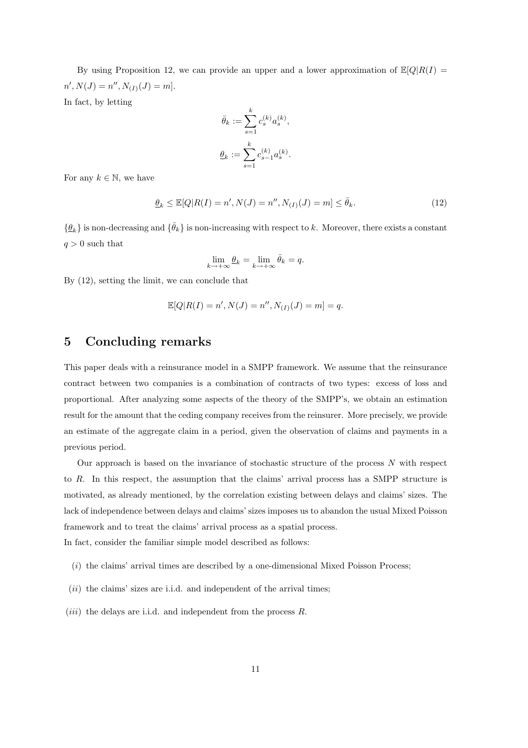By using Proposition 12, we can provide an upper and a lower approximation of $\mathbb{E}[Q|R(I) = n', N(J) = n'', N_{(I)}(J) = m]$.

In fact, by letting

$$\bar{\theta}_k := \sum_{s=1}^{k} c_s^{(k)} a_s^{(k)},$$

$$\underline{\theta}_k := \sum_{s=1}^{k} c_{s-1}^{(k)} a_s^{(k)}.$$

For any $k \in \mathbb{N}$, we have

$$\underline{\theta}_k \leq \mathbb{E}[Q|R(I) = n', N(J) = n'', N_{(I)}(J) = m] \leq \bar{\theta}_k. \tag{12}$$

$\{\underline{\theta}_k\}$ is non-decreasing and $\{\bar{\theta}_k\}$ is non-increasing with respect to $k$. Moreover, there exists a constant $q > 0$ such that

$$\lim_{k\to+\infty} \underline{\theta}_k = \lim_{k\to+\infty} \bar{\theta}_k = q.$$

By (12), setting the limit, we can conclude that

$$\mathbb{E}[Q|R(I) = n', N(J) = n'', N_{(I)}(J) = m] = q.$$

## 5 Concluding remarks

This paper deals with a reinsurance model in a SMPP framework. We assume that the reinsurance contract between two companies is a combination of contracts of two types: excess of loss and proportional. After analyzing some aspects of the theory of the SMPP's, we obtain an estimation result for the amount that the ceding company receives from the reinsurer. More precisely, we provide an estimate of the aggregate claim in a period, given the observation of claims and payments in a previous period.

Our approach is based on the invariance of stochastic structure of the process $N$ with respect to $R$. In this respect, the assumption that the claims' arrival process has a SMPP structure is motivated, as already mentioned, by the correlation existing between delays and claims' sizes. The lack of independence between delays and claims' sizes imposes us to abandon the usual Mixed Poisson framework and to treat the claims' arrival process as a spatial process.

In fact, consider the familiar simple model described as follows:

($i$) the claims' arrival times are described by a one-dimensional Mixed Poisson Process;

($ii$) the claims' sizes are i.i.d. and independent of the arrival times;

($iii$) the delays are i.i.d. and independent from the process $R$.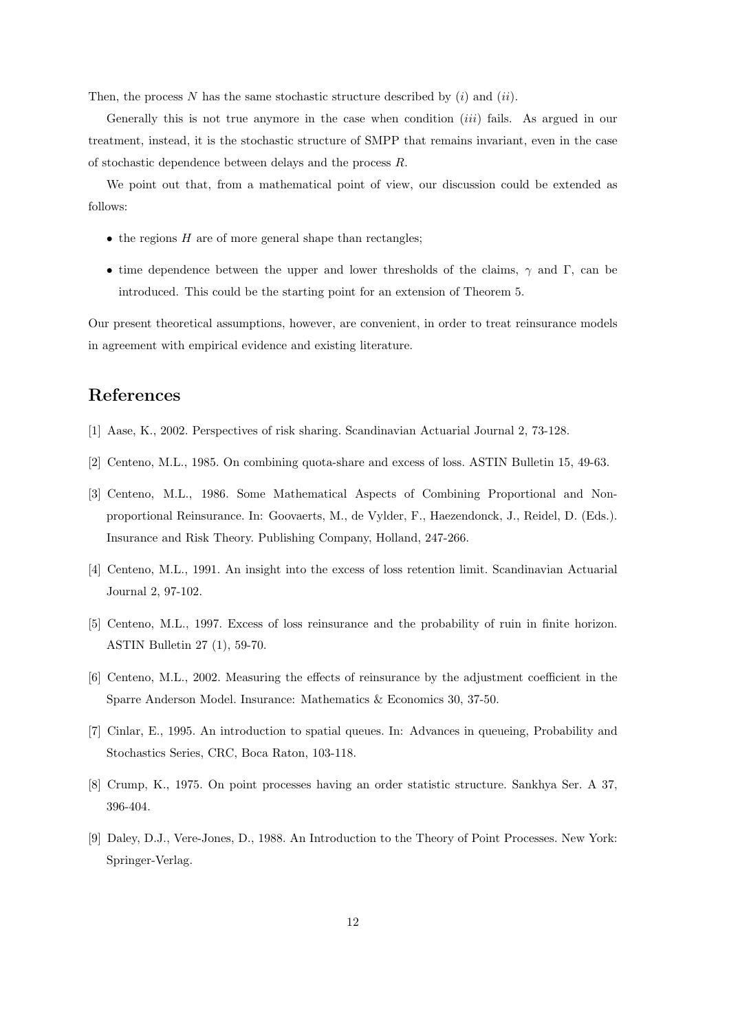Then, the process $N$ has the same stochastic structure described by $(i)$ and $(ii)$.

Generally this is not true anymore in the case when condition $(iii)$ fails. As argued in our treatment, instead, it is the stochastic structure of SMPP that remains invariant, even in the case of stochastic dependence between delays and the process $R$.

We point out that, from a mathematical point of view, our discussion could be extended as follows:

- the regions $H$ are of more general shape than rectangles;
- time dependence between the upper and lower thresholds of the claims, $\gamma$ and $\Gamma$, can be introduced. This could be the starting point for an extension of Theorem 5.

Our present theoretical assumptions, however, are convenient, in order to treat reinsurance models in agreement with empirical evidence and existing literature.

## References

[1] Aase, K., 2002. Perspectives of risk sharing. Scandinavian Actuarial Journal 2, 73-128.

[2] Centeno, M.L., 1985. On combining quota-share and excess of loss. ASTIN Bulletin 15, 49-63.

[3] Centeno, M.L., 1986. Some Mathematical Aspects of Combining Proportional and Non-proportional Reinsurance. In: Goovaerts, M., de Vylder, F., Haezendonck, J., Reidel, D. (Eds.). Insurance and Risk Theory. Publishing Company, Holland, 247-266.

[4] Centeno, M.L., 1991. An insight into the excess of loss retention limit. Scandinavian Actuarial Journal 2, 97-102.

[5] Centeno, M.L., 1997. Excess of loss reinsurance and the probability of ruin in finite horizon. ASTIN Bulletin 27 (1), 59-70.

[6] Centeno, M.L., 2002. Measuring the effects of reinsurance by the adjustment coefficient in the Sparre Anderson Model. Insurance: Mathematics & Economics 30, 37-50.

[7] Cinlar, E., 1995. An introduction to spatial queues. In: Advances in queueing, Probability and Stochastics Series, CRC, Boca Raton, 103-118.

[8] Crump, K., 1975. On point processes having an order statistic structure. Sankhya Ser. A 37, 396-404.

[9] Daley, D.J., Vere-Jones, D., 1988. An Introduction to the Theory of Point Processes. New York: Springer-Verlag.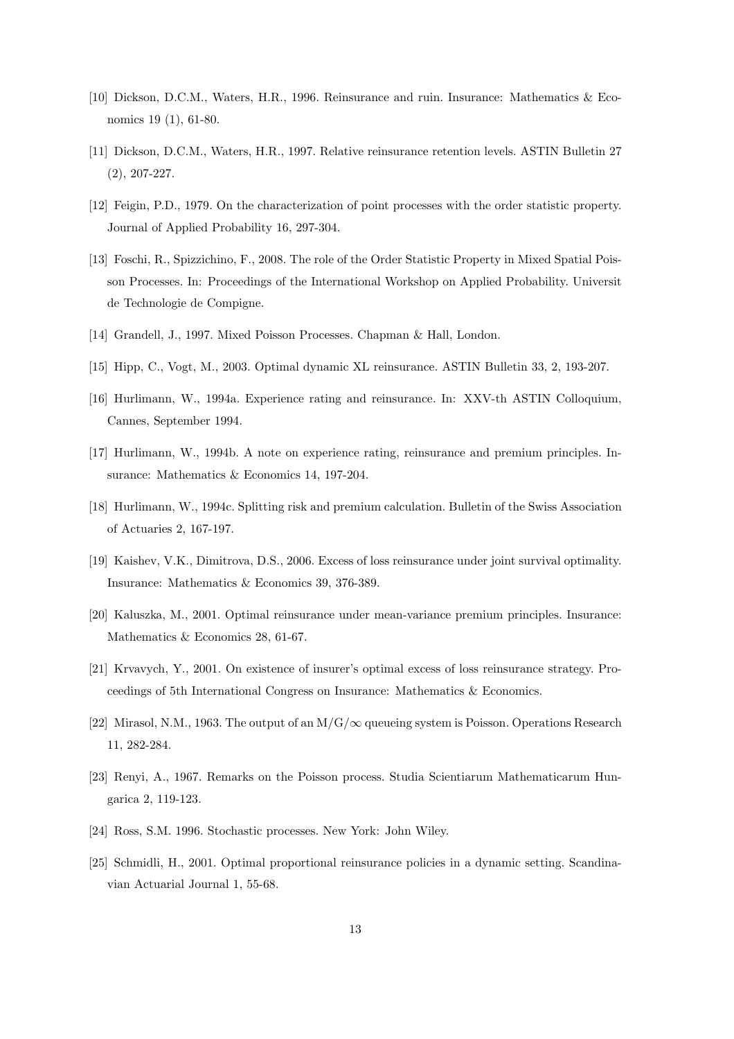[10] Dickson, D.C.M., Waters, H.R., 1996. Reinsurance and ruin. Insurance: Mathematics & Economics 19 (1), 61-80.

[11] Dickson, D.C.M., Waters, H.R., 1997. Relative reinsurance retention levels. ASTIN Bulletin 27 (2), 207-227.

[12] Feigin, P.D., 1979. On the characterization of point processes with the order statistic property. Journal of Applied Probability 16, 297-304.

[13] Foschi, R., Spizzichino, F., 2008. The role of the Order Statistic Property in Mixed Spatial Poisson Processes. In: Proceedings of the International Workshop on Applied Probability. Universit de Technologie de Compigne.

[14] Grandell, J., 1997. Mixed Poisson Processes. Chapman & Hall, London.

[15] Hipp, C., Vogt, M., 2003. Optimal dynamic XL reinsurance. ASTIN Bulletin 33, 2, 193-207.

[16] Hurlimann, W., 1994a. Experience rating and reinsurance. In: XXV-th ASTIN Colloquium, Cannes, September 1994.

[17] Hurlimann, W., 1994b. A note on experience rating, reinsurance and premium principles. Insurance: Mathematics & Economics 14, 197-204.

[18] Hurlimann, W., 1994c. Splitting risk and premium calculation. Bulletin of the Swiss Association of Actuaries 2, 167-197.

[19] Kaishev, V.K., Dimitrova, D.S., 2006. Excess of loss reinsurance under joint survival optimality. Insurance: Mathematics & Economics 39, 376-389.

[20] Kaluszka, M., 2001. Optimal reinsurance under mean-variance premium principles. Insurance: Mathematics & Economics 28, 61-67.

[21] Krvavych, Y., 2001. On existence of insurer's optimal excess of loss reinsurance strategy. Proceedings of 5th International Congress on Insurance: Mathematics & Economics.

[22] Mirasol, N.M., 1963. The output of an $M/G/\infty$ queueing system is Poisson. Operations Research 11, 282-284.

[23] Renyi, A., 1967. Remarks on the Poisson process. Studia Scientiarum Mathematicarum Hungarica 2, 119-123.

[24] Ross, S.M. 1996. Stochastic processes. New York: John Wiley.

[25] Schmidli, H., 2001. Optimal proportional reinsurance policies in a dynamic setting. Scandinavian Actuarial Journal 1, 55-68.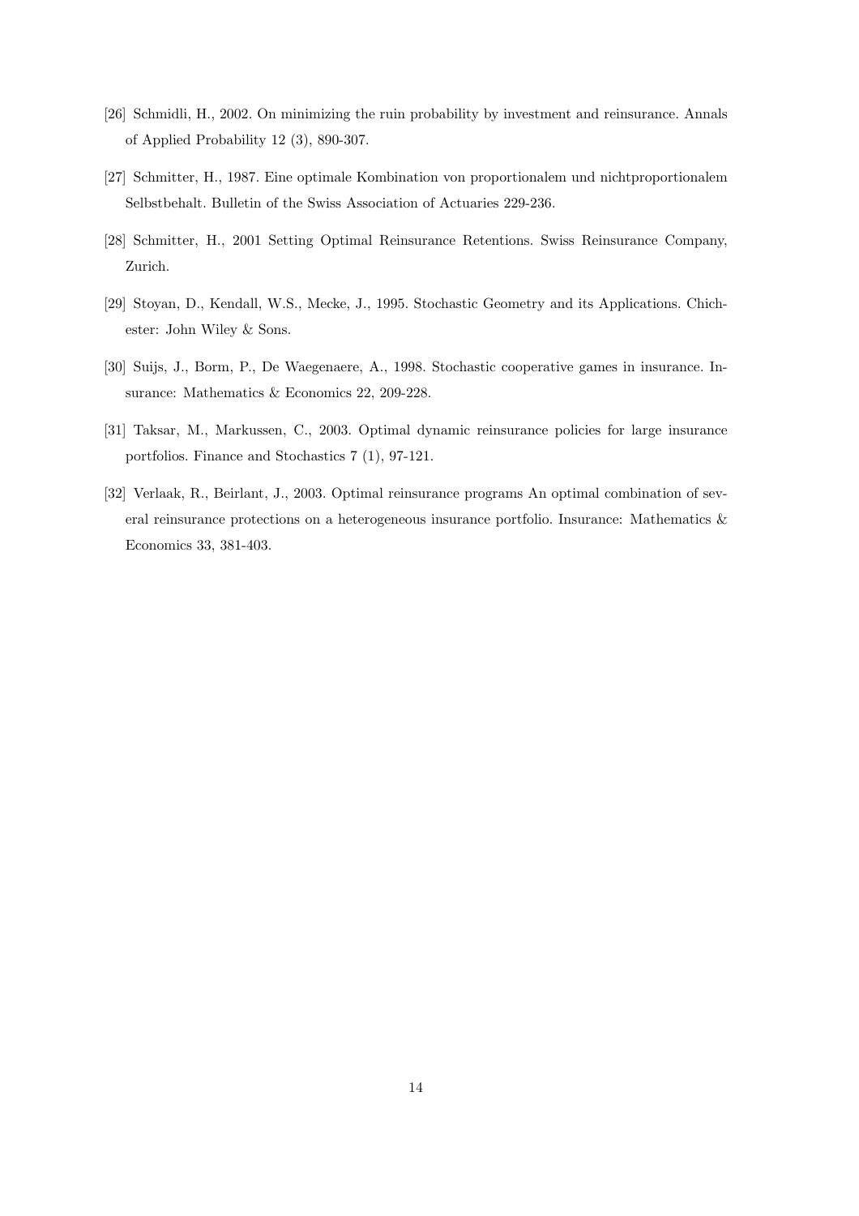[26] Schmidli, H., 2002. On minimizing the ruin probability by investment and reinsurance. Annals of Applied Probability 12 (3), 890-307.

[27] Schmitter, H., 1987. Eine optimale Kombination von proportionalem und nichtproportionalem Selbstbehalt. Bulletin of the Swiss Association of Actuaries 229-236.

[28] Schmitter, H., 2001 Setting Optimal Reinsurance Retentions. Swiss Reinsurance Company, Zurich.

[29] Stoyan, D., Kendall, W.S., Mecke, J., 1995. Stochastic Geometry and its Applications. Chichester: John Wiley & Sons.

[30] Suijs, J., Borm, P., De Waegenaere, A., 1998. Stochastic cooperative games in insurance. Insurance: Mathematics & Economics 22, 209-228.

[31] Taksar, M., Markussen, C., 2003. Optimal dynamic reinsurance policies for large insurance portfolios. Finance and Stochastics 7 (1), 97-121.

[32] Verlaak, R., Beirlant, J., 2003. Optimal reinsurance programs An optimal combination of several reinsurance protections on a heterogeneous insurance portfolio. Insurance: Mathematics & Economics 33, 381-403.